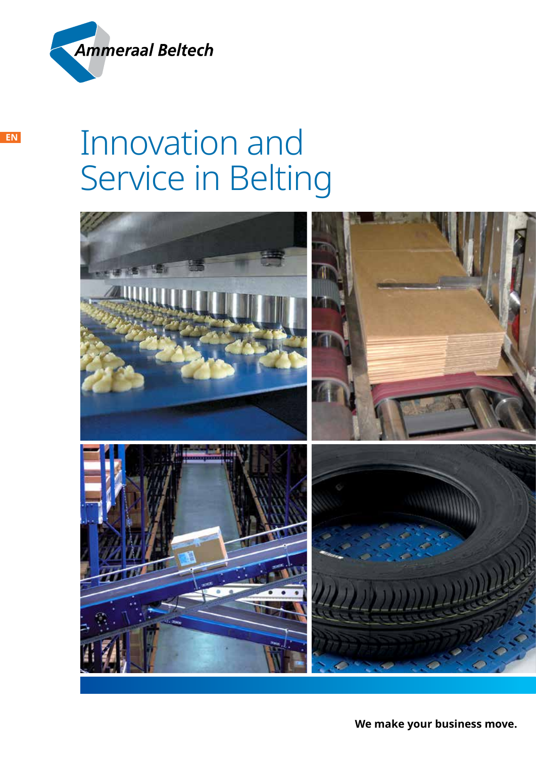Ammeraal Beltech

EN

# Innovation and Service in Belting

**We make your business move.**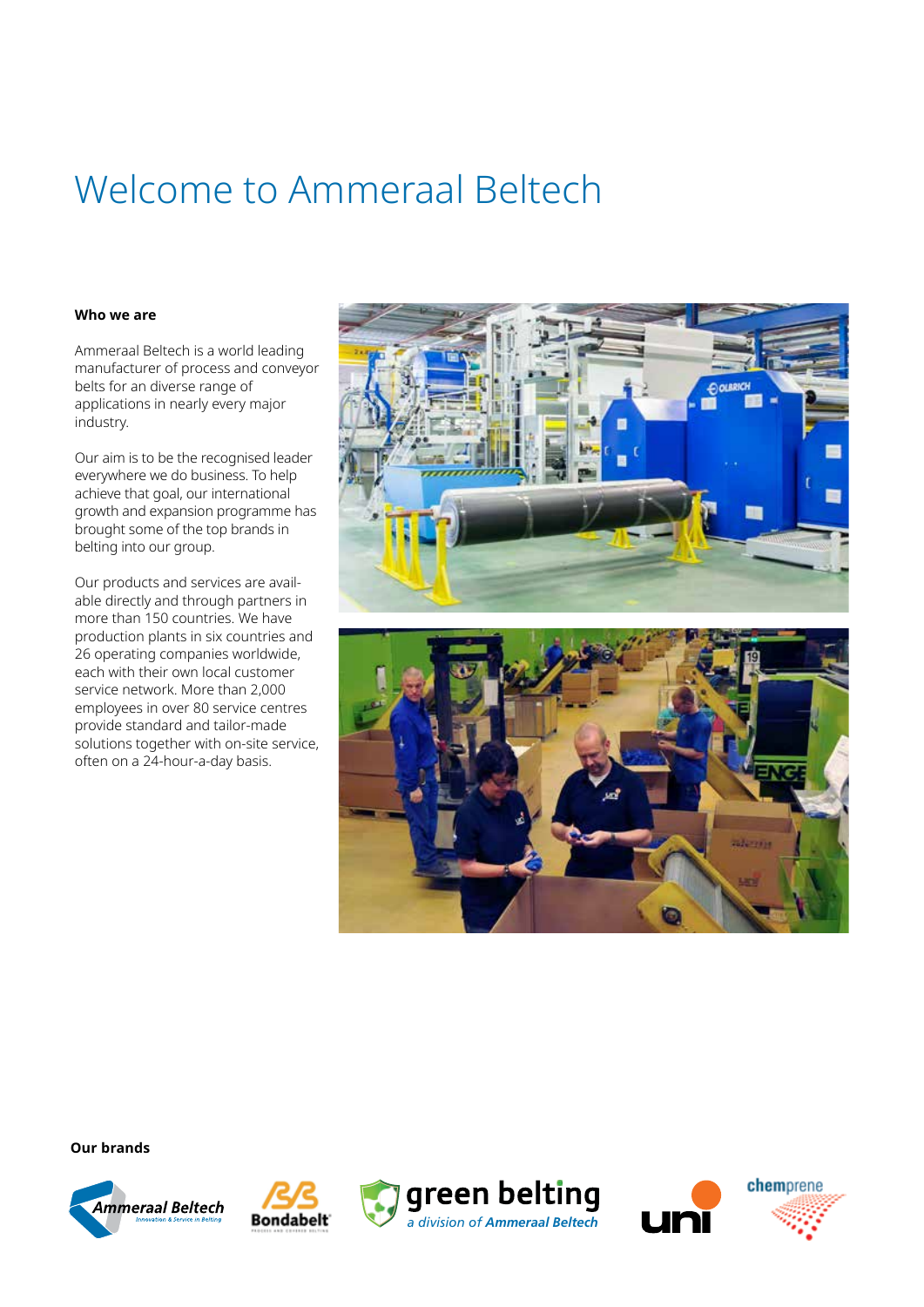# Welcome to Ammeraal Beltech

**Who we are**

Ammeraal Beltech is a world leading manufacturer of process and conveyor belts for an diverse range of applications in nearly every major industry.

Our aim is to be the recognised leader everywhere we do business. To help achieve that goal, our international growth and expansion programme has brought some of the top brands in belting into our group.

Our products and services are available directly and through partners in more than 150 countries. We have production plants in six countries and 26 operating companies worldwide, each with their own local customer service network. More than 2,000 employees in over 80 service centres provide standard and tailor-made solutions together with on-site service, often on a 24-hour-a-day basis.

**Our brands**

Ammeraal Beltech
Innovation & Service in Belting

Bondabelt

green belting
a division of Ammeraal Beltech

uni

chemprene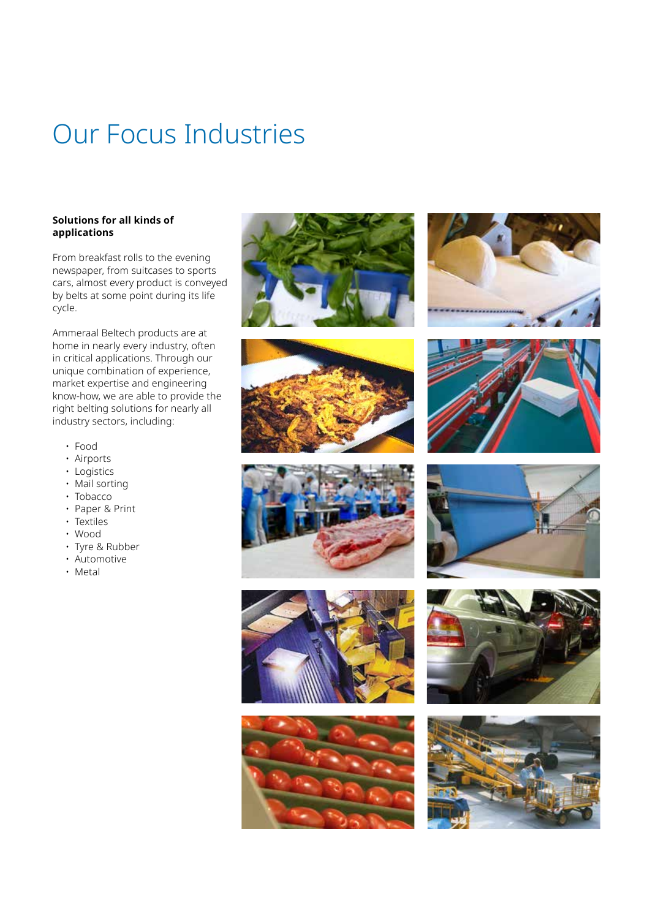# Our Focus Industries

**Solutions for all kinds of applications**

From breakfast rolls to the evening newspaper, from suitcases to sports cars, almost every product is conveyed by belts at some point during its life cycle.

Ammeraal Beltech products are at home in nearly every industry, often in critical applications. Through our unique combination of experience, market expertise and engineering know-how, we are able to provide the right belting solutions for nearly all industry sectors, including:

- Food
- Airports
- Logistics
- Mail sorting
- Tobacco
- Paper & Print
- Textiles
- Wood
- Tyre & Rubber
- Automotive
- Metal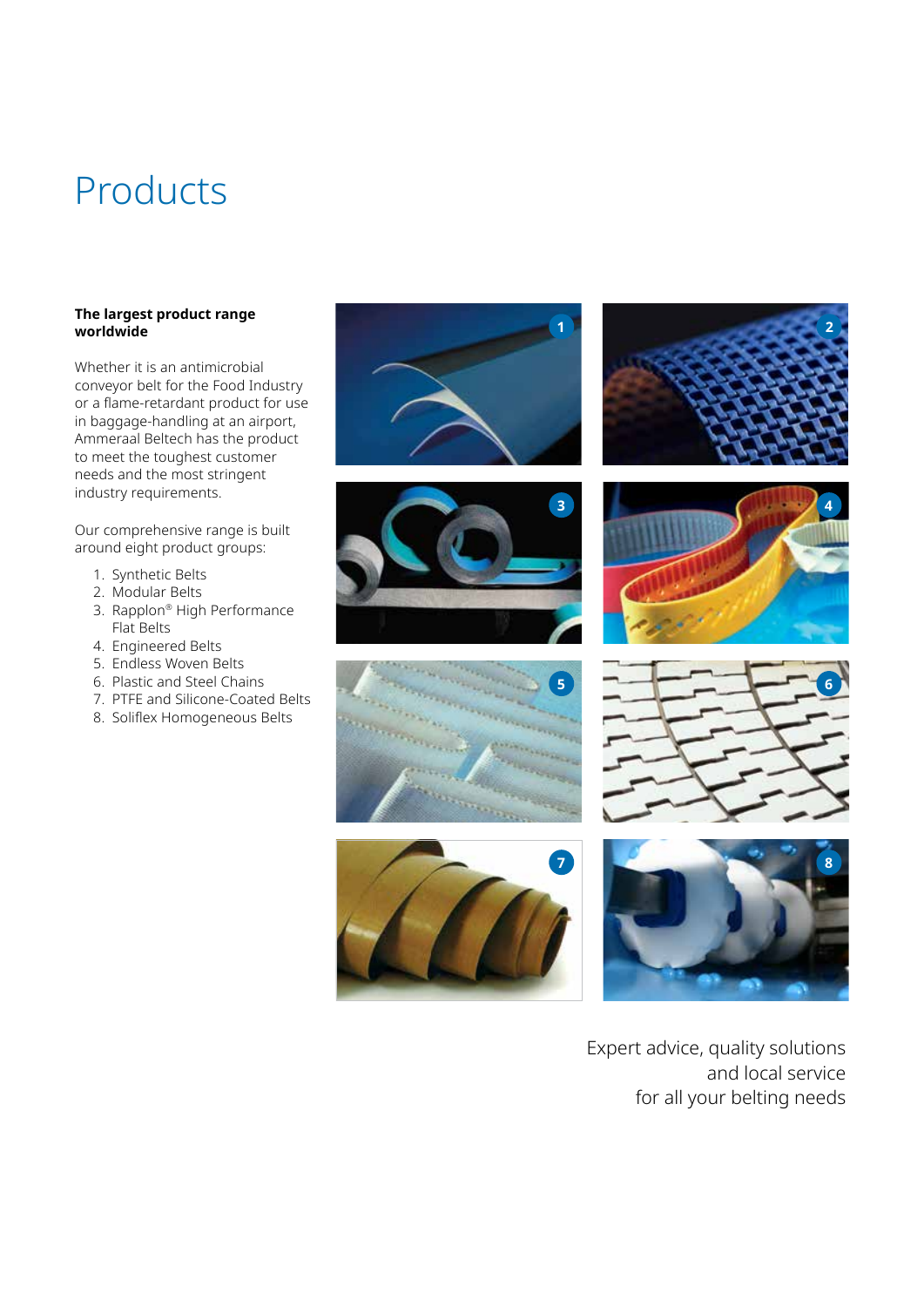# Products

**The largest product range worldwide**

Whether it is an antimicrobial conveyor belt for the Food Industry or a flame-retardant product for use in baggage-handling at an airport, Ammeraal Beltech has the product to meet the toughest customer needs and the most stringent industry requirements.

Our comprehensive range is built around eight product groups:

1. Synthetic Belts
2. Modular Belts
3. Rapplon® High Performance Flat Belts
4. Engineered Belts
5. Endless Woven Belts
6. Plastic and Steel Chains
7. PTFE and Silicone-Coated Belts
8. Soliflex Homogeneous Belts

Expert advice, quality solutions and local service for all your belting needs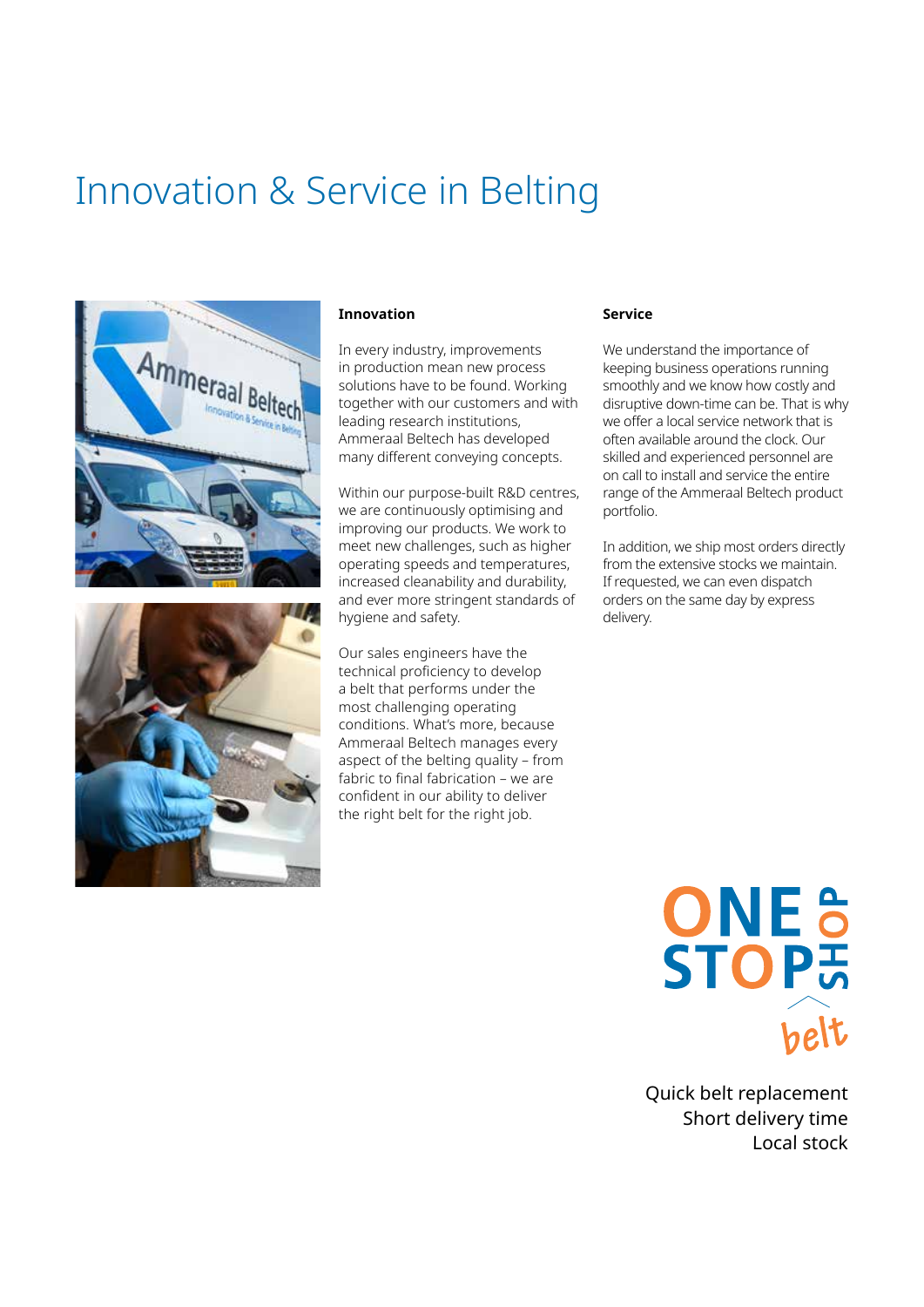# Innovation & Service in Belting

## Innovation

In every industry, improvements in production mean new process solutions have to be found. Working together with our customers and with leading research institutions, Ammeraal Beltech has developed many different conveying concepts.

Within our purpose-built R&D centres, we are continuously optimising and improving our products. We work to meet new challenges, such as higher operating speeds and temperatures, increased cleanability and durability, and ever more stringent standards of hygiene and safety.

Our sales engineers have the technical proficiency to develop a belt that performs under the most challenging operating conditions. What's more, because Ammeraal Beltech manages every aspect of the belting quality – from fabric to final fabrication – we are confident in our ability to deliver the right belt for the right job.

## Service

We understand the importance of keeping business operations running smoothly and we know how costly and disruptive down-time can be. That is why we offer a local service network that is often available around the clock. Our skilled and experienced personnel are on call to install and service the entire range of the Ammeraal Beltech product portfolio.

In addition, we ship most orders directly from the extensive stocks we maintain. If requested, we can even dispatch orders on the same day by express delivery.

ONE STOP SHOP belt

Quick belt replacement
Short delivery time
Local stock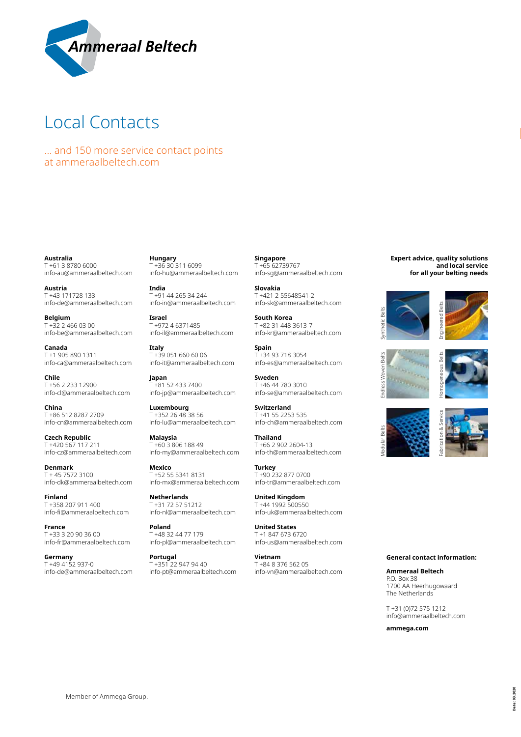Ammeraal Beltech

# Local Contacts

... and 150 more service contact points at ammeraalbeltech.com

**Australia**
T +61 3 8780 6000
info-au@ammeraalbeltech.com

**Austria**
T +43 171728 133
info-de@ammeraalbeltech.com

**Belgium**
T +32 2 466 03 00
info-be@ammeraalbeltech.com

**Canada**
T +1 905 890 1311
info-ca@ammeraalbeltech.com

**Chile**
T +56 2 233 12900
info-cl@ammeraalbeltech.com

**China**
T +86 512 8287 2709
info-cn@ammeraalbeltech.com

**Czech Republic**
T +420 567 117 211
info-cz@ammeraalbeltech.com

**Denmark**
T + 45 7572 3100
info-dk@ammeraalbeltech.com

**Finland**
T +358 207 911 400
info-fi@ammeraalbeltech.com

**France**
T +33 3 20 90 36 00
info-fr@ammeraalbeltech.com

**Germany**
T +49 4152 937-0
info-de@ammeraalbeltech.com

**Hungary**
T +36 30 311 6099
info-hu@ammeraalbeltech.com

**India**
T +91 44 265 34 244
info-in@ammeraalbeltech.com

**Israel**
T +972 4 6371485
info-il@ammeraalbeltech.com

**Italy**
T +39 051 660 60 06
info-it@ammeraalbeltech.com

**Japan**
T +81 52 433 7400
info-jp@ammeraalbeltech.com

**Luxembourg**
T +352 26 48 38 56
info-lu@ammeraalbeltech.com

**Malaysia**
T +60 3 806 188 49
info-my@ammeraalbeltech.com

**Mexico**
T +52 55 5341 8131
info-mx@ammeraalbeltech.com

**Netherlands**
T +31 72 57 51212
info-nl@ammeraalbeltech.com

**Poland**
T +48 32 44 77 179
info-pl@ammeraalbeltech.com

**Portugal**
T +351 22 947 94 40
info-pt@ammeraalbeltech.com

**Singapore**
T +65 62739767
info-sg@ammeraalbeltech.com

**Slovakia**
T +421 2 55648541-2
info-sk@ammeraalbeltech.com

**South Korea**
T +82 31 448 3613-7
info-kr@ammeraalbeltech.com

**Spain**
T +34 93 718 3054
info-es@ammeraalbeltech.com

**Sweden**
T +46 44 780 3010
info-se@ammeraalbeltech.com

**Switzerland**
T +41 55 2253 535
info-ch@ammeraalbeltech.com

**Thailand**
T +66 2 902 2604-13
info-th@ammeraalbeltech.com

**Turkey**
T +90 232 877 0700
info-tr@ammeraalbeltech.com

**United Kingdom**
T +44 1992 500550
info-uk@ammeraalbeltech.com

**United States**
T +1 847 673 6720
info-us@ammeraalbeltech.com

**Vietnam**
T +84 8 376 562 05
info-vn@ammeraalbeltech.com

**Expert advice, quality solutions and local service for all your belting needs**

Synthetic Belts

Engineered Belts

Endless Woven Belts

Homogeneous Belts

Modular Belts

Fabrication & Service

**General contact information:**

**Ammeraal Beltech**
P.O. Box 38
1700 AA Heerhugowaard
The Netherlands

T +31 (0)72 575 1212
info@ammeraalbeltech.com

**ammega.com**

Member of Ammega Group.

Date: 03.2020